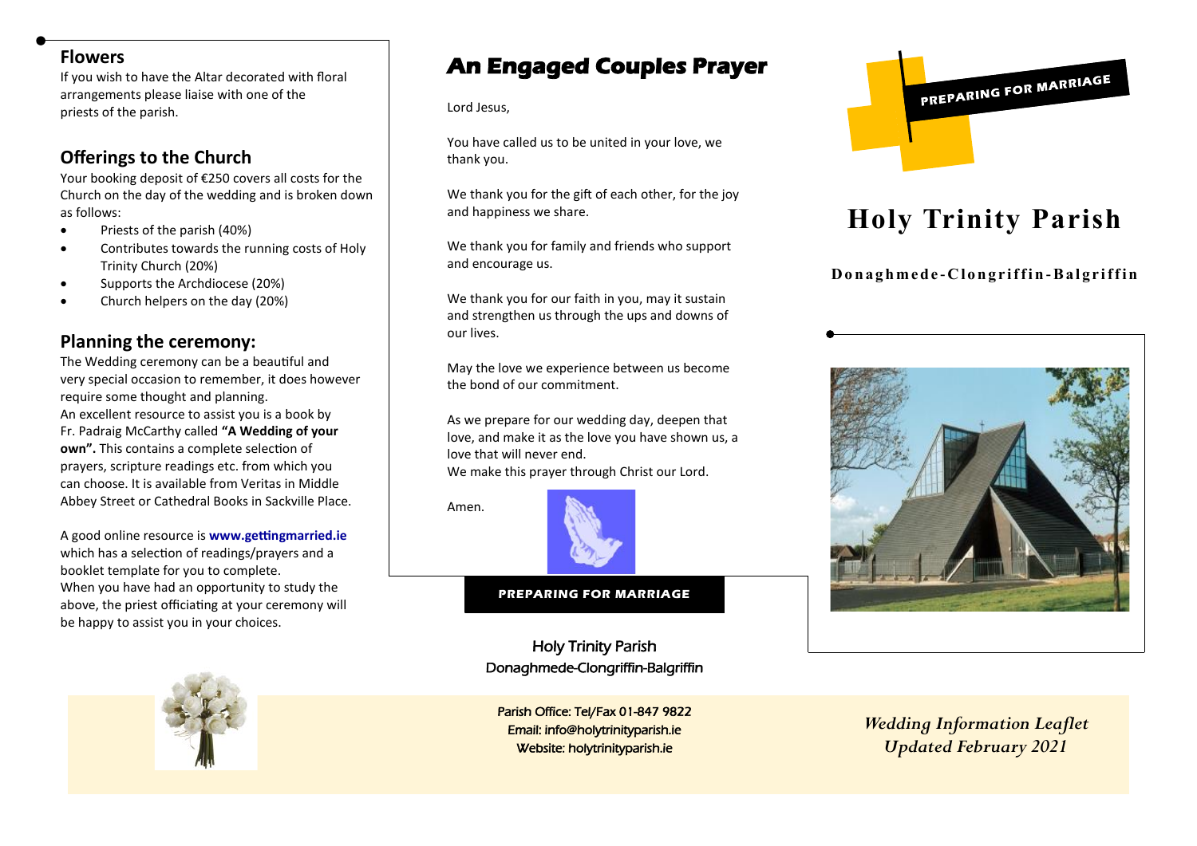## Flowers

If you wish to have the Altar decorated with floral arrangements please liaise with one of the priests of the parish.

## Offerings to the Church

Your booking deposit of €250 covers all costs for the Church on the day of the wedding and is broken down as follows:

- Priests of the parish (40%)
- Contributes towards the running costs of Holy Trinity Church (20%)
- Supports the Archdiocese (20%)
- Church helpers on the day (20%)

## Planning the ceremony:

The Wedding ceremony can be a beautiful and very special occasion to remember, it does however require some thought and planning.
An excellent resource to assist you is a book by Fr. Padraig McCarthy called **"A Wedding of your own".** This contains a complete selection of prayers, scripture readings etc. from which you can choose. It is available from Veritas in Middle Abbey Street or Cathedral Books in Sackville Place.

A good online resource is **www.gettingmarried.ie** which has a selection of readings/prayers and a booklet template for you to complete.
When you have had an opportunity to study the above, the priest officiating at your ceremony will be happy to assist you in your choices.

# An Engaged Couples Prayer

Lord Jesus,

You have called us to be united in your love, we thank you.

We thank you for the gift of each other, for the joy and happiness we share.

We thank you for family and friends who support and encourage us.

We thank you for our faith in you, may it sustain and strengthen us through the ups and downs of our lives.

May the love we experience between us become the bond of our commitment.

As we prepare for our wedding day, deepen that love, and make it as the love you have shown us, a love that will never end.
We make this prayer through Christ our Lord.

Amen.

**PREPARING FOR MARRIAGE**

Holy Trinity Parish
Donaghmede-Clongriffin-Balgriffin

Parish Office: Tel/Fax 01-847 9822
Email: info@holytrinityparish.ie
Website: holytrinityparish.ie

**PREPARING FOR MARRIAGE**

# Holy Trinity Parish

**Donaghmede-Clongriffin-Balgriffin**

*Wedding Information Leaflet*
*Updated February 2021*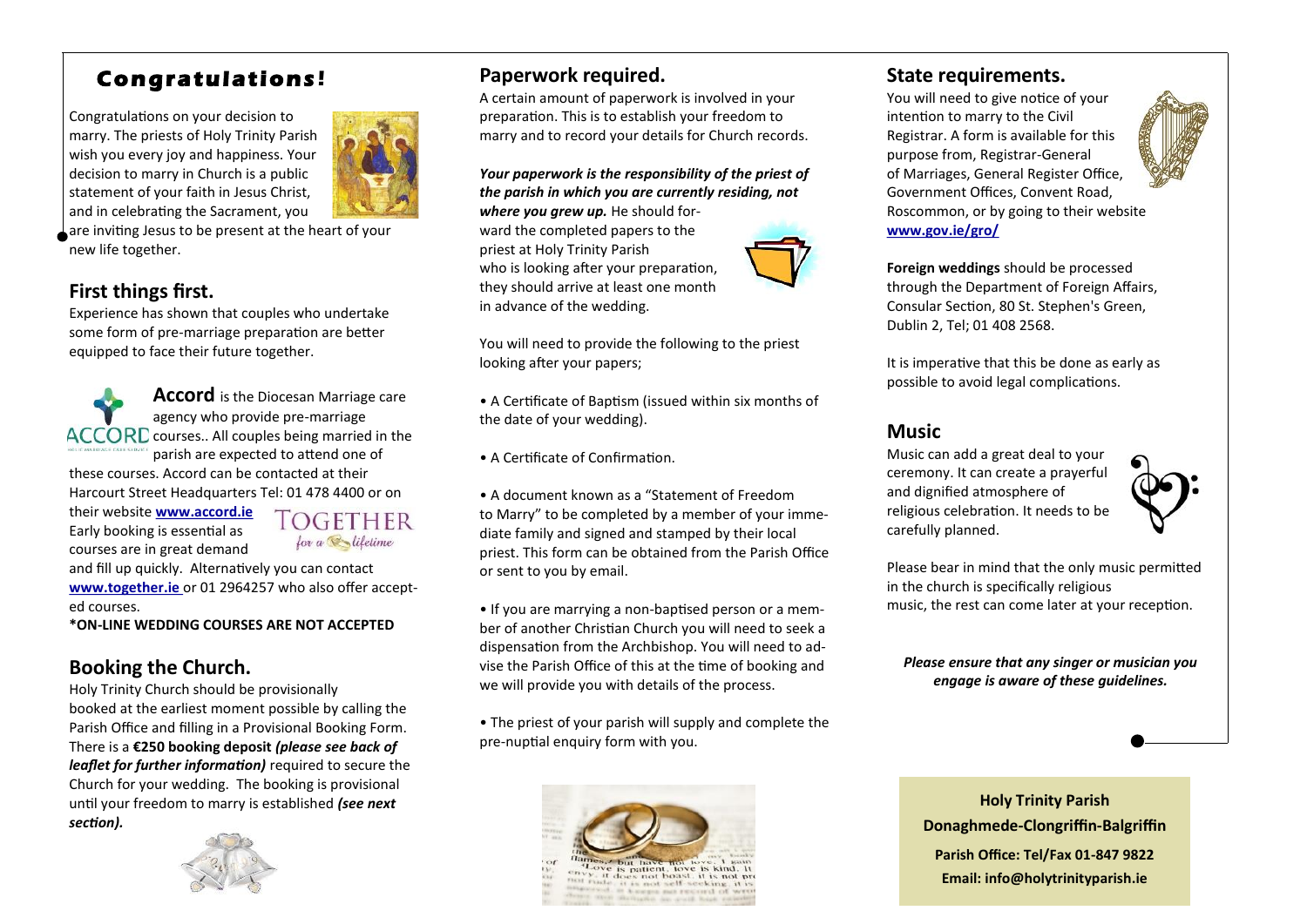## Congratulations!

Congratulations on your decision to marry. The priests of Holy Trinity Parish wish you every joy and happiness. Your decision to marry in Church is a public statement of your faith in Jesus Christ, and in celebrating the Sacrament, you are inviting Jesus to be present at the heart of your new life together.

## First things first.

Experience has shown that couples who undertake some form of pre-marriage preparation are better equipped to face their future together.

**Accord** is the Diocesan Marriage care agency who provide pre-marriage courses.. All couples being married in the parish are expected to attend one of these courses. Accord can be contacted at their Harcourt Street Headquarters Tel: 01 478 4400 or on their website **www.accord.ie** Early booking is essential as courses are in great demand and fill up quickly. Alternatively you can contact **www.together.ie** or 01 2964257 who also offer accepted courses.

**\*ON-LINE WEDDING COURSES ARE NOT ACCEPTED**

## Booking the Church.

Holy Trinity Church should be provisionally booked at the earliest moment possible by calling the Parish Office and filling in a Provisional Booking Form. There is a **€250 booking deposit** ***(please see back of leaflet for further information)*** required to secure the Church for your wedding. The booking is provisional until your freedom to marry is established ***(see next section).***

## Paperwork required.

A certain amount of paperwork is involved in your preparation. This is to establish your freedom to marry and to record your details for Church records.

***Your paperwork is the responsibility of the priest of the parish in which you are currently residing, not where you grew up.*** He should forward the completed papers to the priest at Holy Trinity Parish who is looking after your preparation, they should arrive at least one month in advance of the wedding.

You will need to provide the following to the priest looking after your papers;

- A Certificate of Baptism (issued within six months of the date of your wedding).
- A Certificate of Confirmation.
- A document known as a "Statement of Freedom to Marry" to be completed by a member of your immediate family and signed and stamped by their local priest. This form can be obtained from the Parish Office or sent to you by email.
- If you are marrying a non-baptised person or a member of another Christian Church you will need to seek a dispensation from the Archbishop. You will need to advise the Parish Office of this at the time of booking and we will provide you with details of the process.
- The priest of your parish will supply and complete the pre-nuptial enquiry form with you.

## State requirements.

You will need to give notice of your intention to marry to the Civil Registrar. A form is available for this purpose from, Registrar-General of Marriages, General Register Office, Government Offices, Convent Road, Roscommon, or by going to their website **www.gov.ie/gro/**

**Foreign weddings** should be processed through the Department of Foreign Affairs, Consular Section, 80 St. Stephen's Green, Dublin 2, Tel; 01 408 2568.

It is imperative that this be done as early as possible to avoid legal complications.

## Music

Music can add a great deal to your ceremony. It can create a prayerful and dignified atmosphere of religious celebration. It needs to be carefully planned.

Please bear in mind that the only music permitted in the church is specifically religious music, the rest can come later at your reception.

***Please ensure that any singer or musician you engage is aware of these guidelines.***

**Holy Trinity Parish**
**Donaghmede-Clongriffin-Balgriffin**
**Parish Office: Tel/Fax 01-847 9822**
**Email: info@holytrinityparish.ie**